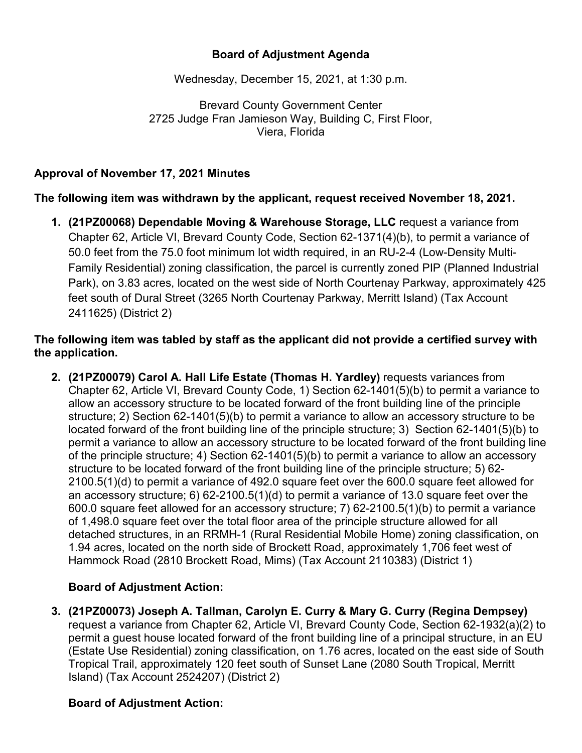# Board of Adjustment Agenda

Wednesday, December 15, 2021, at 1:30 p.m.

Brevard County Government Center
2725 Judge Fran Jamieson Way, Building C, First Floor,
Viera, Florida

**Approval of November 17, 2021 Minutes**

**The following item was withdrawn by the applicant, request received November 18, 2021.**

1. **(21PZ00068) Dependable Moving & Warehouse Storage, LLC** request a variance from Chapter 62, Article VI, Brevard County Code, Section 62-1371(4)(b), to permit a variance of 50.0 feet from the 75.0 foot minimum lot width required, in an RU-2-4 (Low-Density Multi-Family Residential) zoning classification, the parcel is currently zoned PIP (Planned Industrial Park), on 3.83 acres, located on the west side of North Courtenay Parkway, approximately 425 feet south of Dural Street (3265 North Courtenay Parkway, Merritt Island) (Tax Account 2411625) (District 2)

**The following item was tabled by staff as the applicant did not provide a certified survey with the application.**

2. **(21PZ00079) Carol A. Hall Life Estate (Thomas H. Yardley)** requests variances from Chapter 62, Article VI, Brevard County Code, 1) Section 62-1401(5)(b) to permit a variance to allow an accessory structure to be located forward of the front building line of the principle structure; 2) Section 62-1401(5)(b) to permit a variance to allow an accessory structure to be located forward of the front building line of the principle structure; 3) Section 62-1401(5)(b) to permit a variance to allow an accessory structure to be located forward of the front building line of the principle structure; 4) Section 62-1401(5)(b) to permit a variance to allow an accessory structure to be located forward of the front building line of the principle structure; 5) 62-2100.5(1)(d) to permit a variance of 492.0 square feet over the 600.0 square feet allowed for an accessory structure; 6) 62-2100.5(1)(d) to permit a variance of 13.0 square feet over the 600.0 square feet allowed for an accessory structure; 7) 62-2100.5(1)(b) to permit a variance of 1,498.0 square feet over the total floor area of the principle structure allowed for all detached structures, in an RRMH-1 (Rural Residential Mobile Home) zoning classification, on 1.94 acres, located on the north side of Brockett Road, approximately 1,706 feet west of Hammock Road (2810 Brockett Road, Mims) (Tax Account 2110383) (District 1)

   **Board of Adjustment Action:**

3. **(21PZ00073) Joseph A. Tallman, Carolyn E. Curry & Mary G. Curry (Regina Dempsey)** request a variance from Chapter 62, Article VI, Brevard County Code, Section 62-1932(a)(2) to permit a guest house located forward of the front building line of a principal structure, in an EU (Estate Use Residential) zoning classification, on 1.76 acres, located on the east side of South Tropical Trail, approximately 120 feet south of Sunset Lane (2080 South Tropical, Merritt Island) (Tax Account 2524207) (District 2)

   **Board of Adjustment Action:**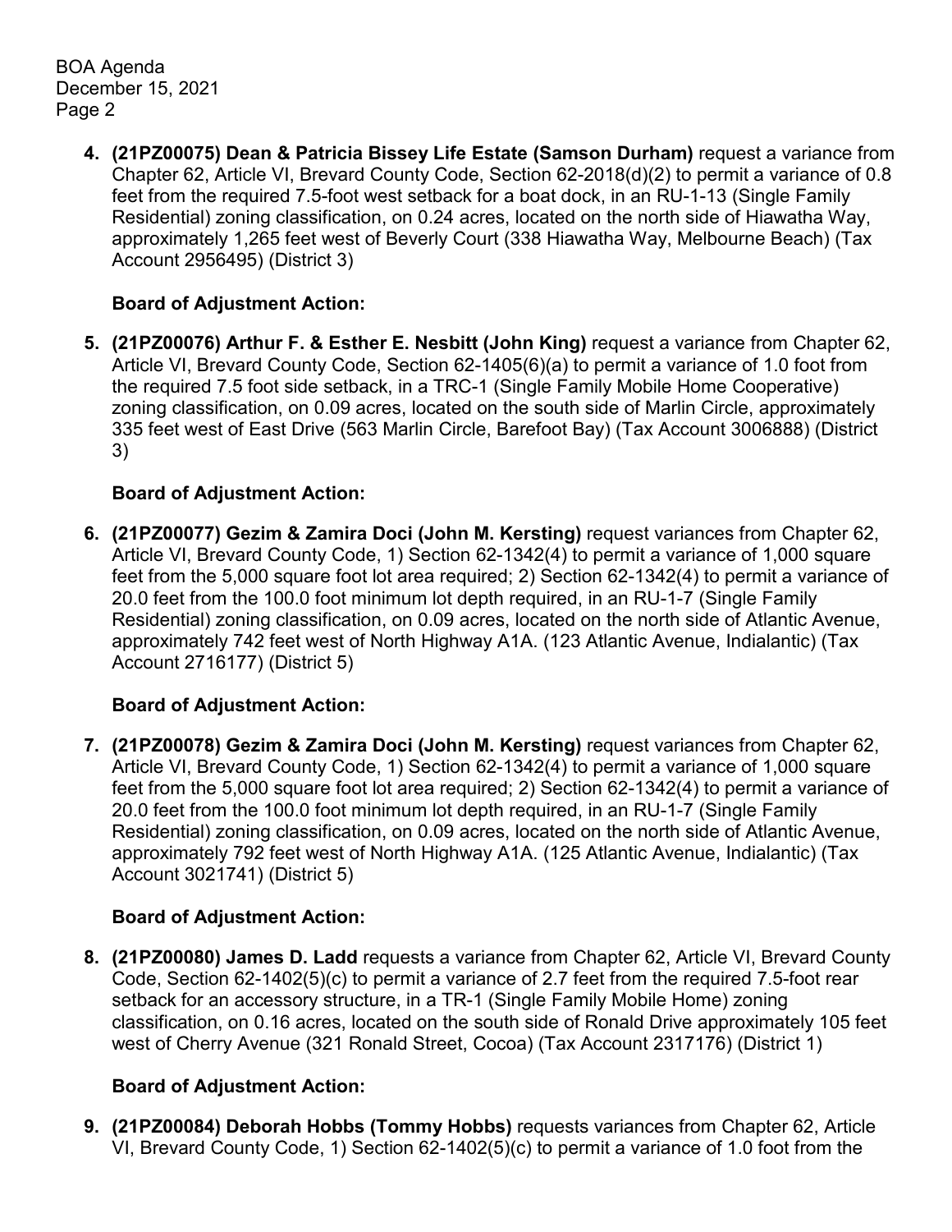4. **(21PZ00075) Dean & Patricia Bissey Life Estate (Samson Durham)** request a variance from Chapter 62, Article VI, Brevard County Code, Section 62-2018(d)(2) to permit a variance of 0.8 feet from the required 7.5-foot west setback for a boat dock, in an RU-1-13 (Single Family Residential) zoning classification, on 0.24 acres, located on the north side of Hiawatha Way, approximately 1,265 feet west of Beverly Court (338 Hiawatha Way, Melbourne Beach) (Tax Account 2956495) (District 3)

   **Board of Adjustment Action:**

5. **(21PZ00076) Arthur F. & Esther E. Nesbitt (John King)** request a variance from Chapter 62, Article VI, Brevard County Code, Section 62-1405(6)(a) to permit a variance of 1.0 foot from the required 7.5 foot side setback, in a TRC-1 (Single Family Mobile Home Cooperative) zoning classification, on 0.09 acres, located on the south side of Marlin Circle, approximately 335 feet west of East Drive (563 Marlin Circle, Barefoot Bay) (Tax Account 3006888) (District 3)

   **Board of Adjustment Action:**

6. **(21PZ00077) Gezim & Zamira Doci (John M. Kersting)** request variances from Chapter 62, Article VI, Brevard County Code, 1) Section 62-1342(4) to permit a variance of 1,000 square feet from the 5,000 square foot lot area required; 2) Section 62-1342(4) to permit a variance of 20.0 feet from the 100.0 foot minimum lot depth required, in an RU-1-7 (Single Family Residential) zoning classification, on 0.09 acres, located on the north side of Atlantic Avenue, approximately 742 feet west of North Highway A1A. (123 Atlantic Avenue, Indialantic) (Tax Account 2716177) (District 5)

   **Board of Adjustment Action:**

7. **(21PZ00078) Gezim & Zamira Doci (John M. Kersting)** request variances from Chapter 62, Article VI, Brevard County Code, 1) Section 62-1342(4) to permit a variance of 1,000 square feet from the 5,000 square foot lot area required; 2) Section 62-1342(4) to permit a variance of 20.0 feet from the 100.0 foot minimum lot depth required, in an RU-1-7 (Single Family Residential) zoning classification, on 0.09 acres, located on the north side of Atlantic Avenue, approximately 792 feet west of North Highway A1A. (125 Atlantic Avenue, Indialantic) (Tax Account 3021741) (District 5)

   **Board of Adjustment Action:**

8. **(21PZ00080) James D. Ladd** requests a variance from Chapter 62, Article VI, Brevard County Code, Section 62-1402(5)(c) to permit a variance of 2.7 feet from the required 7.5-foot rear setback for an accessory structure, in a TR-1 (Single Family Mobile Home) zoning classification, on 0.16 acres, located on the south side of Ronald Drive approximately 105 feet west of Cherry Avenue (321 Ronald Street, Cocoa) (Tax Account 2317176) (District 1)

   **Board of Adjustment Action:**

9. **(21PZ00084) Deborah Hobbs (Tommy Hobbs)** requests variances from Chapter 62, Article VI, Brevard County Code, 1) Section 62-1402(5)(c) to permit a variance of 1.0 foot from the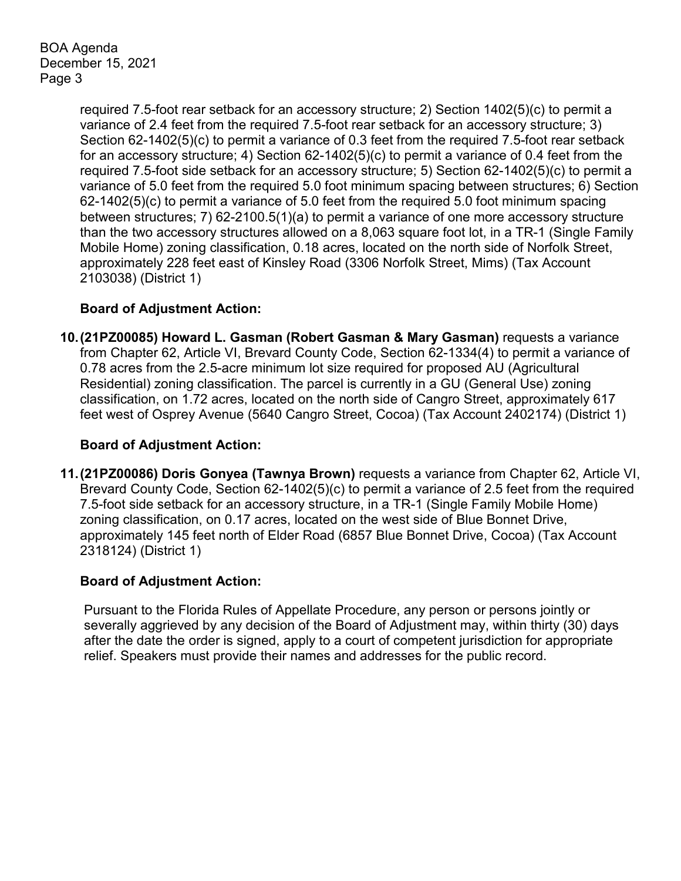required 7.5-foot rear setback for an accessory structure; 2) Section 1402(5)(c) to permit a variance of 2.4 feet from the required 7.5-foot rear setback for an accessory structure; 3) Section 62-1402(5)(c) to permit a variance of 0.3 feet from the required 7.5-foot rear setback for an accessory structure; 4) Section 62-1402(5)(c) to permit a variance of 0.4 feet from the required 7.5-foot side setback for an accessory structure; 5) Section 62-1402(5)(c) to permit a variance of 5.0 feet from the required 5.0 foot minimum spacing between structures; 6) Section 62-1402(5)(c) to permit a variance of 5.0 feet from the required 5.0 foot minimum spacing between structures; 7) 62-2100.5(1)(a) to permit a variance of one more accessory structure than the two accessory structures allowed on a 8,063 square foot lot, in a TR-1 (Single Family Mobile Home) zoning classification, 0.18 acres, located on the north side of Norfolk Street, approximately 228 feet east of Kinsley Road (3306 Norfolk Street, Mims) (Tax Account 2103038) (District 1)

**Board of Adjustment Action:**

10. **(21PZ00085) Howard L. Gasman (Robert Gasman & Mary Gasman)** requests a variance from Chapter 62, Article VI, Brevard County Code, Section 62-1334(4) to permit a variance of 0.78 acres from the 2.5-acre minimum lot size required for proposed AU (Agricultural Residential) zoning classification. The parcel is currently in a GU (General Use) zoning classification, on 1.72 acres, located on the north side of Cangro Street, approximately 617 feet west of Osprey Avenue (5640 Cangro Street, Cocoa) (Tax Account 2402174) (District 1)

    **Board of Adjustment Action:**

11. **(21PZ00086) Doris Gonyea (Tawnya Brown)** requests a variance from Chapter 62, Article VI, Brevard County Code, Section 62-1402(5)(c) to permit a variance of 2.5 feet from the required 7.5-foot side setback for an accessory structure, in a TR-1 (Single Family Mobile Home) zoning classification, on 0.17 acres, located on the west side of Blue Bonnet Drive, approximately 145 feet north of Elder Road (6857 Blue Bonnet Drive, Cocoa) (Tax Account 2318124) (District 1)

    **Board of Adjustment Action:**

Pursuant to the Florida Rules of Appellate Procedure, any person or persons jointly or severally aggrieved by any decision of the Board of Adjustment may, within thirty (30) days after the date the order is signed, apply to a court of competent jurisdiction for appropriate relief. Speakers must provide their names and addresses for the public record.